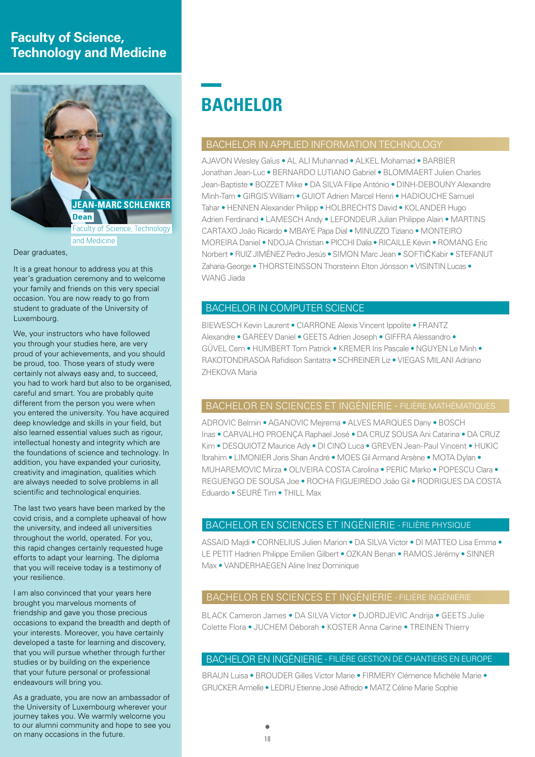## Faculty of Science, Technology and Medicine

**JEAN-MARC SCHLENKER**
**Dean**
Faculty of Science, Technology and Medicine

Dear graduates,

It is a great honour to address you at this year's graduation ceremony and to welcome your family and friends on this very special occasion. You are now ready to go from student to graduate of the University of Luxembourg.

We, your instructors who have followed you through your studies here, are very proud of your achievements, and you should be proud, too. Those years of study were certainly not always easy and, to succeed, you had to work hard but also to be organised, careful and smart. You are probably quite different from the person you were when you entered the university. You have acquired deep knowledge and skills in your field, but also learned essential values such as rigour, intellectual honesty and integrity which are the foundations of science and technology. In addition, you have expanded your curiosity, creativity and imagination, qualities which are always needed to solve problems in all scientific and technological enquiries.

The last two years have been marked by the covid crisis, and a complete upheaval of how the university, and indeed all universities throughout the world, operated. For you, this rapid changes certainly requested huge efforts to adapt your learning. The diploma that you will receive today is a testimony of your resilience.

I am also convinced that your years here brought you marvelous moments of friendship and gave you those precious occasions to expand the breadth and depth of your interests. Moreover, you have certainly developed a taste for learning and discovery, that you will pursue whether through further studies or by building on the experience that your future personal or professional endeavours will bring you.

As a graduate, you are now an ambassador of the University of Luxembourg wherever your journey takes you. We warmly welcome you to our alumni community and hope to see you on many occasions in the future.

# BACHELOR

### BACHELOR IN APPLIED INFORMATION TECHNOLOGY

AJAVON Wesley Gaïus • AL ALI Muhannad • ALKEL Mohamad • BARBIER Jonathan Jean-Luc • BERNARDO LUTIANO Gabriel • BLOMMAERT Julien Charles Jean-Baptiste • BOZZET Mike • DA SILVA Filipe António • DINH-DEBOUNY Alexandre Minh-Tam • GIRGIS William • GUIOT Adrien Marcel Henri • HADIOUCHE Samuel Tahar • HENNEN Alexander Philipp • HOLBRECHTS David • KOLANDER Hugo Adrien Ferdinand • LAMESCH Andy • LEFONDEUR Julian Philippe Alain • MARTINS CARTAXO João Ricardo • MBAYE Papa Dial • MINUZZO Tiziano • MONTEIRO MOREIRA Daniel • NDOJA Christian • PICCHI Dalia • RICAILLE Kévin • ROMANG Eric Norbert • RUIZ JIMÉNEZ Pedro Jesús • SIMON Marc Jean • SOFTIĆ Kabir • STEFANUT Zaharia-George • THORSTEINSSON Thorsteinn Elton Jónsson • VISINTIN Lucas • WANG Jiada

### BACHELOR IN COMPUTER SCIENCE

BIEWESCH Kevin Laurent • CIARRONE Alexis Vincent Ippolite • FRANTZ Alexandre • GAREEV Daniel • GEETS Adrien Joseph • GIFFRA Alessandro • GÜVEL Cem • HUMBERT Tom Patrick • KREMER Iris Pascale • NGUYEN Le Minh • RAKOTONDRASOA Rafidison Santatra • SCHREINER Liz • VIEGAS MILANI Adriano ZHEKOVA Maria

### BACHELOR EN SCIENCES ET INGÉNIERIE - FILIÈRE MATHÉMATIQUES

ADROVIC Belmin • AGANOVIC Mejrema • ALVES MARQUES Dany • BOSCH Inas • CARVALHO PROENÇA Raphael José • DA CRUZ SOUSA Ani Catarina • DA CRUZ Kim • DESQUIOTZ Maurice Ady • DI CINO Luca • GREVEN Jean-Paul Vincent • HUKIC Ibrahim • LIMONIER Joris Shan André • MOES Gil Armand Arsène • MOTA Dylan • MUHAREMOVIC Mirza • OLIVEIRA COSTA Carolina • PERIC Marko • POPESCU Clara • REGUENGO DE SOUSA Joe • ROCHA FIGUEIREDO João Gil • RODRIGUES DA COSTA Eduardo • SEURÉ Tim • THILL Max

### BACHELOR EN SCIENCES ET INGÉNIERIE - FILIÈRE PHYSIQUE

ASSAID Majdi • CORNELIUS Julien Marion • DA SILVA Victor • DI MATTEO Lisa Emma • LE PETIT Hadrien Philippe Emilien Gilbert • OZKAN Benan • RAMOS Jérémy • SINNER Max • VANDERHAEGEN Aline Inez Dominique

### BACHELOR EN SCIENCES ET INGÉNIERIE - FILIÈRE INGÉNIERIE

BLACK Cameron James • DA SILVA Victor • DJORDJEVIC Andrija • GEETS Julie Colette Flora • JUCHEM Déborah • KOSTER Anna Carine • TREINEN Thierry

### BACHELOR EN INGÉNIERIE - FILIÈRE GESTION DE CHANTIERS EN EUROPE

BRAUN Luisa • BROUDER Gilles Victor Marie • FIRMERY Clémence Michèle Marie • GRUCKER Armelle • LEDRU Etienne José Alfredo • MATZ Céline Marie Sophie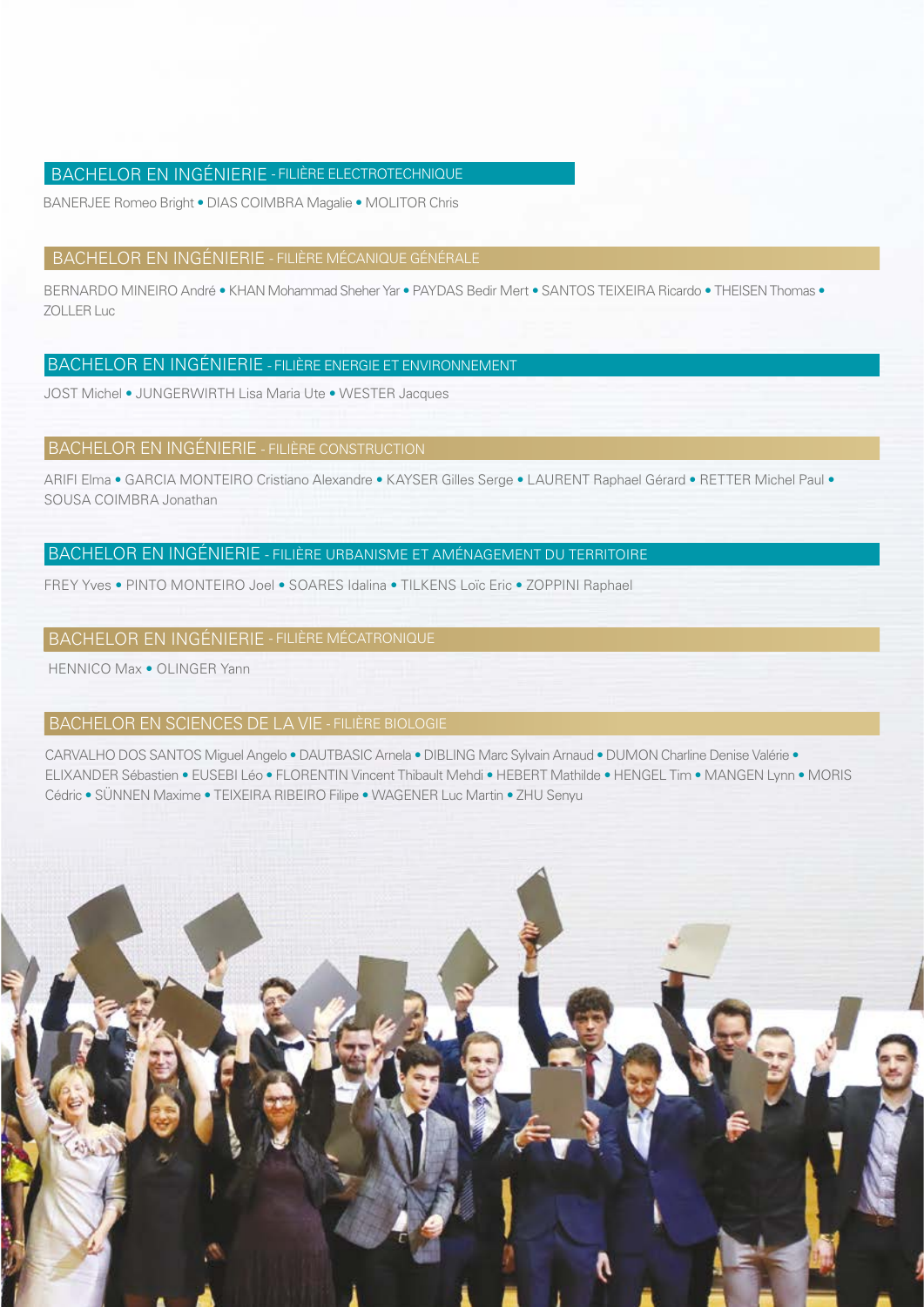## BACHELOR EN INGÉNIERIE - FILIÈRE ELECTROTECHNIQUE

BANERJEE Romeo Bright • DIAS COIMBRA Magalie • MOLITOR Chris

## BACHELOR EN INGÉNIERIE - FILIÈRE MÉCANIQUE GÉNÉRALE

BERNARDO MINEIRO André • KHAN Mohammad Sheher Yar • PAYDAS Bedir Mert • SANTOS TEIXEIRA Ricardo • THEISEN Thomas • ZOLLER Luc

## BACHELOR EN INGÉNIERIE - FILIÈRE ENERGIE ET ENVIRONNEMENT

JOST Michel • JUNGERWIRTH Lisa Maria Ute • WESTER Jacques

## BACHELOR EN INGÉNIERIE - FILIÈRE CONSTRUCTION

ARIFI Elma • GARCIA MONTEIRO Cristiano Alexandre • KAYSER Gilles Serge • LAURENT Raphael Gérard • RETTER Michel Paul • SOUSA COIMBRA Jonathan

## BACHELOR EN INGÉNIERIE - FILIÈRE URBANISME ET AMÉNAGEMENT DU TERRITOIRE

FREY Yves • PINTO MONTEIRO Joel • SOARES Idalina • TILKENS Loïc Eric • ZOPPINI Raphael

## BACHELOR EN INGÉNIERIE - FILIÈRE MÉCATRONIQUE

HENNICO Max • OLINGER Yann

## BACHELOR EN SCIENCES DE LA VIE - FILIÈRE BIOLOGIE

CARVALHO DOS SANTOS Miguel Angelo • DAUTBASIC Arnela • DIBLING Marc Sylvain Arnaud • DUMON Charline Denise Valérie • ELIXANDER Sébastien • EUSEBI Léo • FLORENTIN Vincent Thibault Mehdi • HEBERT Mathilde • HENGEL Tim • MANGEN Lynn • MORIS Cédric • SÜNNEN Maxime • TEIXEIRA RIBEIRO Filipe • WAGENER Luc Martin • ZHU Senyu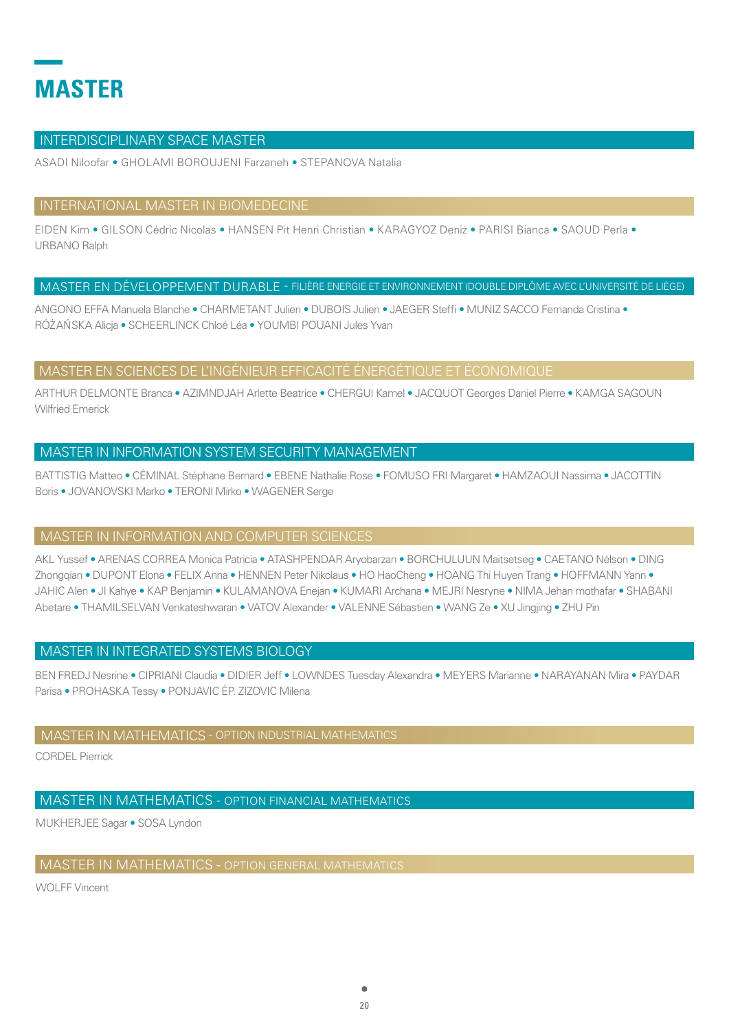# MASTER

## INTERDISCIPLINARY SPACE MASTER

ASADI Niloofar • GHOLAMI BOROUJENI Farzaneh • STEPANOVA Natalia

## INTERNATIONAL MASTER IN BIOMEDECINE

EIDEN Kim • GILSON Cédric Nicolas • HANSEN Pit Henri Christian • KARAGYOZ Deniz • PARISI Bianca • SAOUD Perla • URBANO Ralph

## MASTER EN DÉVELOPPEMENT DURABLE - FILIÈRE ENERGIE ET ENVIRONNEMENT (DOUBLE DIPLÔME AVEC L'UNIVERSITÉ DE LIÈGE)

ANGONO EFFA Manuela Blanche • CHARMETANT Julien • DUBOIS Julien • JAEGER Steffi • MUNIZ SACCO Fernanda Cristina • RÓŻAŃSKA Alicja • SCHEERLINCK Chloé Léa • YOUMBI POUANI Jules Yvan

## MASTER EN SCIENCES DE L'INGÉNIEUR EFFICACITÉ ÉNERGÉTIQUE ET ÉCONOMIQUE

ARTHUR DELMONTE Branca • AZIMNDJAH Arlette Beatrice • CHERGUI Kamel • JACQUOT Georges Daniel Pierre • KAMGA SAGOUN Wilfried Emerick

## MASTER IN INFORMATION SYSTEM SECURITY MANAGEMENT

BATTISTIG Matteo • CÉMINAL Stéphane Bernard • EBENE Nathalie Rose • FOMUSO FRI Margaret • HAMZAOUI Nassima • JACOTTIN Boris • JOVANOVSKI Marko • TERONI Mirko • WAGENER Serge

## MASTER IN INFORMATION AND COMPUTER SCIENCES

AKL Yussef • ARENAS CORREA Monica Patricia • ATASHPENDAR Aryobarzan • BORCHULUUN Maitsetseg • CAETANO Nélson • DING Zhongqian • DUPONT Elona • FELIX Anna • HENNEN Peter Nikolaus • HO HaoCheng • HOANG Thi Huyen Trang • HOFFMANN Yann • JAHIC Alen • JI Kahye • KAP Benjamin • KULAMANOVA Enejan • KUMARI Archana • MEJRI Nesryne • NIMA Jehan mothafar • SHABANI Abetare • THAMILSELVAN Venkateshwaran • VATOV Alexander • VALENNE Sébastien • WANG Ze • XU Jingjing • ZHU Pin

## MASTER IN INTEGRATED SYSTEMS BIOLOGY

BEN FREDJ Nesrine • CIPRIANI Claudia • DIDIER Jeff • LOWNDES Tuesday Alexandra • MEYERS Marianne • NARAYANAN Mira • PAYDAR Parisa • PROHASKA Tessy • PONJAVIC ÉP. ZIZOVIC Milena

## MASTER IN MATHEMATICS - OPTION INDUSTRIAL MATHEMATICS

CORDEL Pierrick

## MASTER IN MATHEMATICS - OPTION FINANCIAL MATHEMATICS

MUKHERJEE Sagar • SOSA Lyndon

## MASTER IN MATHEMATICS - OPTION GENERAL MATHEMATICS

WOLFF Vincent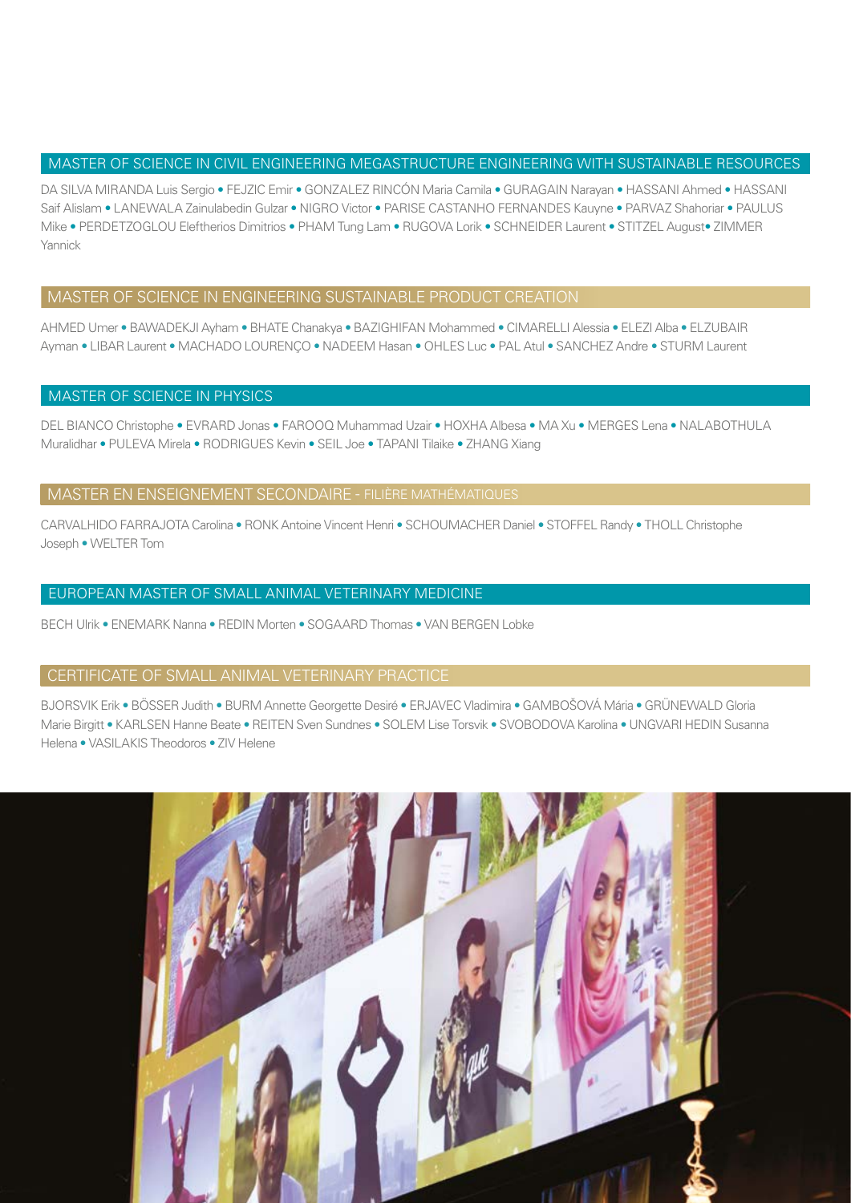## MASTER OF SCIENCE IN CIVIL ENGINEERING MEGASTRUCTURE ENGINEERING WITH SUSTAINABLE RESOURCES

DA SILVA MIRANDA Luis Sergio • FEJZIC Emir • GONZALEZ RINCÓN Maria Camila • GURAGAIN Narayan • HASSANI Ahmed • HASSANI Saif Alislam • LANEWALA Zainulabedin Gulzar • NIGRO Victor • PARISE CASTANHO FERNANDES Kauyne • PARVAZ Shahoriar • PAULUS Mike • PERDETZOGLOU Eleftherios Dimitrios • PHAM Tung Lam • RUGOVA Lorik • SCHNEIDER Laurent • STITZEL August• ZIMMER Yannick

## MASTER OF SCIENCE IN ENGINEERING SUSTAINABLE PRODUCT CREATION

AHMED Umer • BAWADEKJI Ayham • BHATE Chanakya • BAZIGHIFAN Mohammed • CIMARELLI Alessia • ELEZI Alba • ELZUBAIR Ayman • LIBAR Laurent • MACHADO LOURENÇO • NADEEM Hasan • OHLES Luc • PAL Atul • SANCHEZ Andre • STURM Laurent

## MASTER OF SCIENCE IN PHYSICS

DEL BIANCO Christophe • EVRARD Jonas • FAROOQ Muhammad Uzair • HOXHA Albesa • MA Xu • MERGES Lena • NALABOTHULA Muralidhar • PULEVA Mirela • RODRIGUES Kevin • SEIL Joe • TAPANI Tilaike • ZHANG Xiang

## MASTER EN ENSEIGNEMENT SECONDAIRE - FILIÈRE MATHÉMATIQUES

CARVALHIDO FARRAJOTA Carolina • RONK Antoine Vincent Henri • SCHOUMACHER Daniel • STOFFEL Randy • THOLL Christophe Joseph • WELTER Tom

## EUROPEAN MASTER OF SMALL ANIMAL VETERINARY MEDICINE

BECH Ulrik • ENEMARK Nanna • REDIN Morten • SOGAARD Thomas • VAN BERGEN Lobke

## CERTIFICATE OF SMALL ANIMAL VETERINARY PRACTICE

BJORSVIK Erik • BÖSSER Judith • BURM Annette Georgette Desiré • ERJAVEC Vladimira • GAMBOŠOVÁ Mária • GRÜNEWALD Gloria Marie Birgitt • KARLSEN Hanne Beate • REITEN Sven Sundnes • SOLEM Lise Torsvik • SVOBODOVA Karolina • UNGVARI HEDIN Susanna Helena • VASILAKIS Theodoros • ZIV Helene